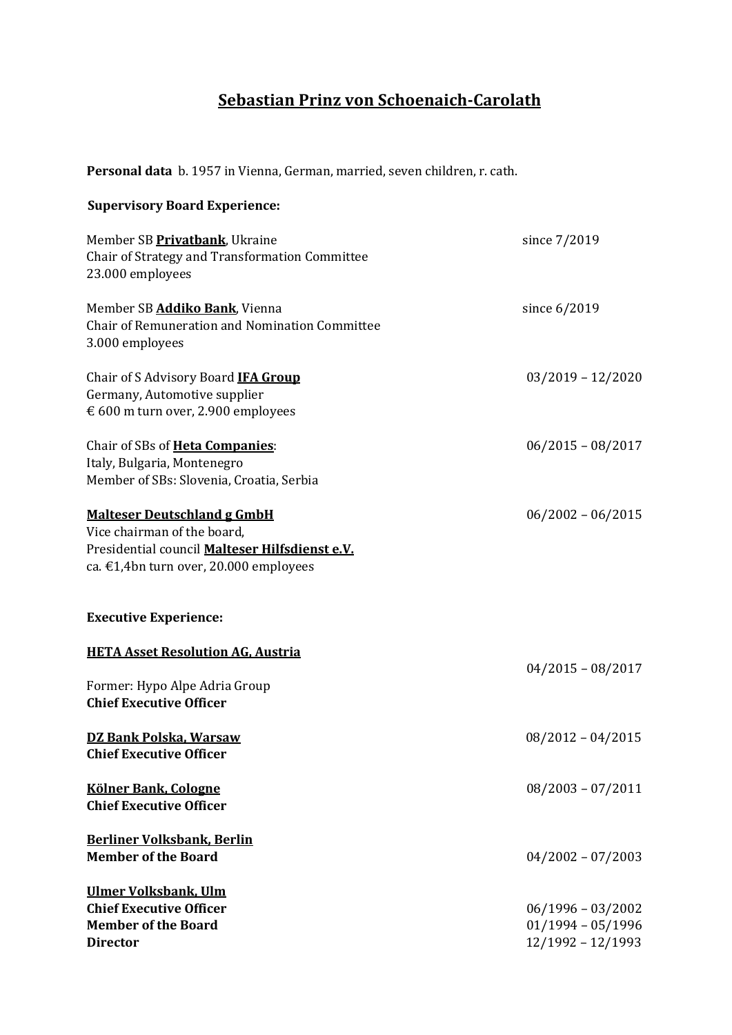# Sebastian Prinz von Schoenaich-Carolath

**Personal data** b. 1957 in Vienna, German, married, seven children, r. cath.

**Supervisory Board Experience:**

Member SB **Privatbank**, Ukraine — since 7/2019
Chair of Strategy and Transformation Committee
23.000 employees

Member SB **Addiko Bank**, Vienna — since 6/2019
Chair of Remuneration and Nomination Committee
3.000 employees

Chair of S Advisory Board **IFA Group** — 03/2019 – 12/2020
Germany, Automotive supplier
€ 600 m turn over, 2.900 employees

Chair of SBs of **Heta Companies**: — 06/2015 – 08/2017
Italy, Bulgaria, Montenegro
Member of SBs: Slovenia, Croatia, Serbia

**Malteser Deutschland g GmbH** — 06/2002 – 06/2015
Vice chairman of the board,
Presidential council **Malteser Hilfsdienst e.V.**
ca. €1,4bn turn over, 20.000 employees

**Executive Experience:**

**HETA Asset Resolution AG, Austria** — 04/2015 – 08/2017
Former: Hypo Alpe Adria Group
**Chief Executive Officer**

**DZ Bank Polska, Warsaw** — 08/2012 – 04/2015
**Chief Executive Officer**

**Kölner Bank, Cologne** — 08/2003 – 07/2011
**Chief Executive Officer**

**Berliner Volksbank, Berlin**
**Member of the Board** — 04/2002 – 07/2003

**Ulmer Volksbank, Ulm**
**Chief Executive Officer** — 06/1996 – 03/2002
**Member of the Board** — 01/1994 – 05/1996
**Director** — 12/1992 – 12/1993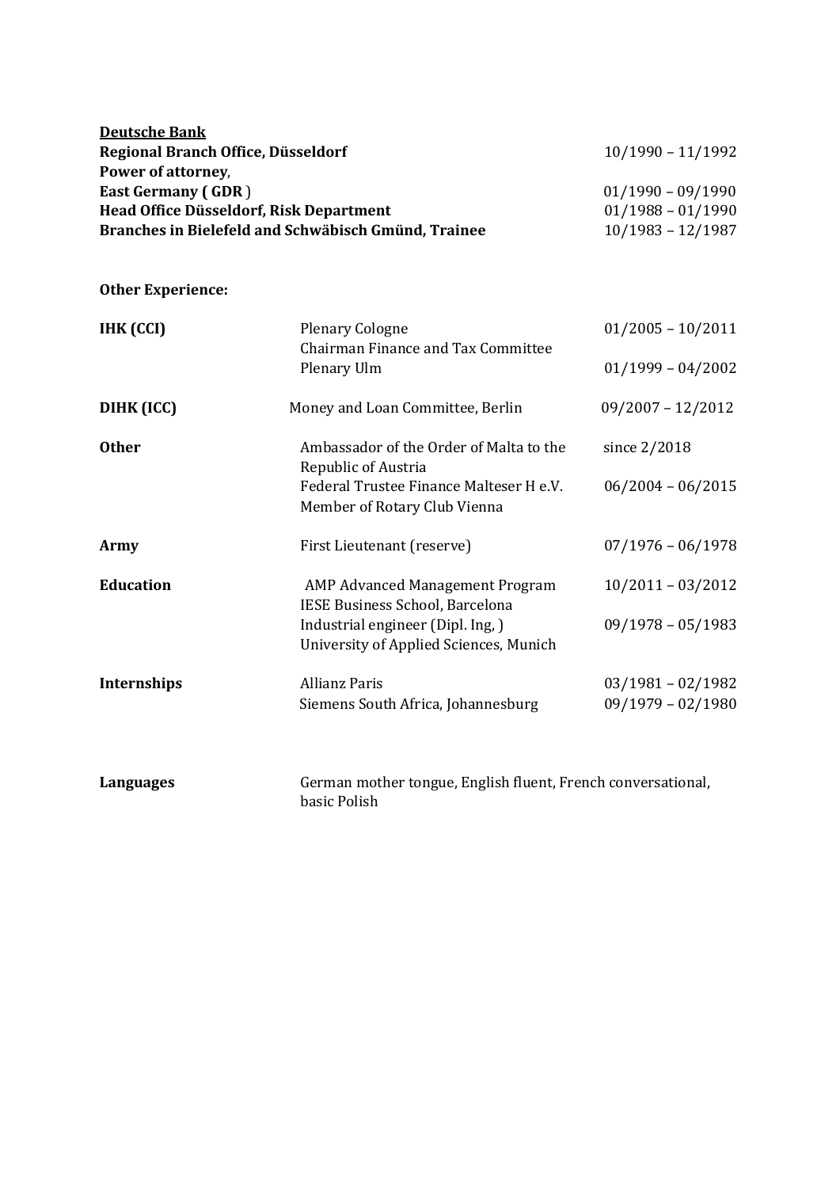**Deutsche Bank**

| | |
|---|---|
| **Regional Branch Office, Düsseldorf** | 10/1990 – 11/1992 |
| **Power of attorney**, | |
| **East Germany ( GDR** ) | 01/1990 – 09/1990 |
| **Head Office Düsseldorf, Risk Department** | 01/1988 – 01/1990 |
| **Branches in Bielefeld and Schwäbisch Gmünd, Trainee** | 10/1983 – 12/1987 |

**Other Experience:**

| | | |
|---|---|---|
| **IHK (CCI)** | Plenary Cologne<br>Chairman Finance and Tax Committee | 01/2005 – 10/2011 |
| | Plenary Ulm | 01/1999 – 04/2002 |
| **DIHK (ICC)** | Money and Loan Committee, Berlin | 09/2007 – 12/2012 |
| **Other** | Ambassador of the Order of Malta to the Republic of Austria | since 2/2018 |
| | Federal Trustee Finance Malteser H e.V. | 06/2004 – 06/2015 |
| | Member of Rotary Club Vienna | |
| **Army** | First Lieutenant (reserve) | 07/1976 – 06/1978 |
| **Education** | AMP Advanced Management Program<br>IESE Business School, Barcelona | 10/2011 – 03/2012 |
| | Industrial engineer (Dipl. Ing, )<br>University of Applied Sciences, Munich | 09/1978 – 05/1983 |
| **Internships** | Allianz Paris | 03/1981 – 02/1982 |
| | Siemens South Africa, Johannesburg | 09/1979 – 02/1980 |
| **Languages** | German mother tongue, English fluent, French conversational, basic Polish | |